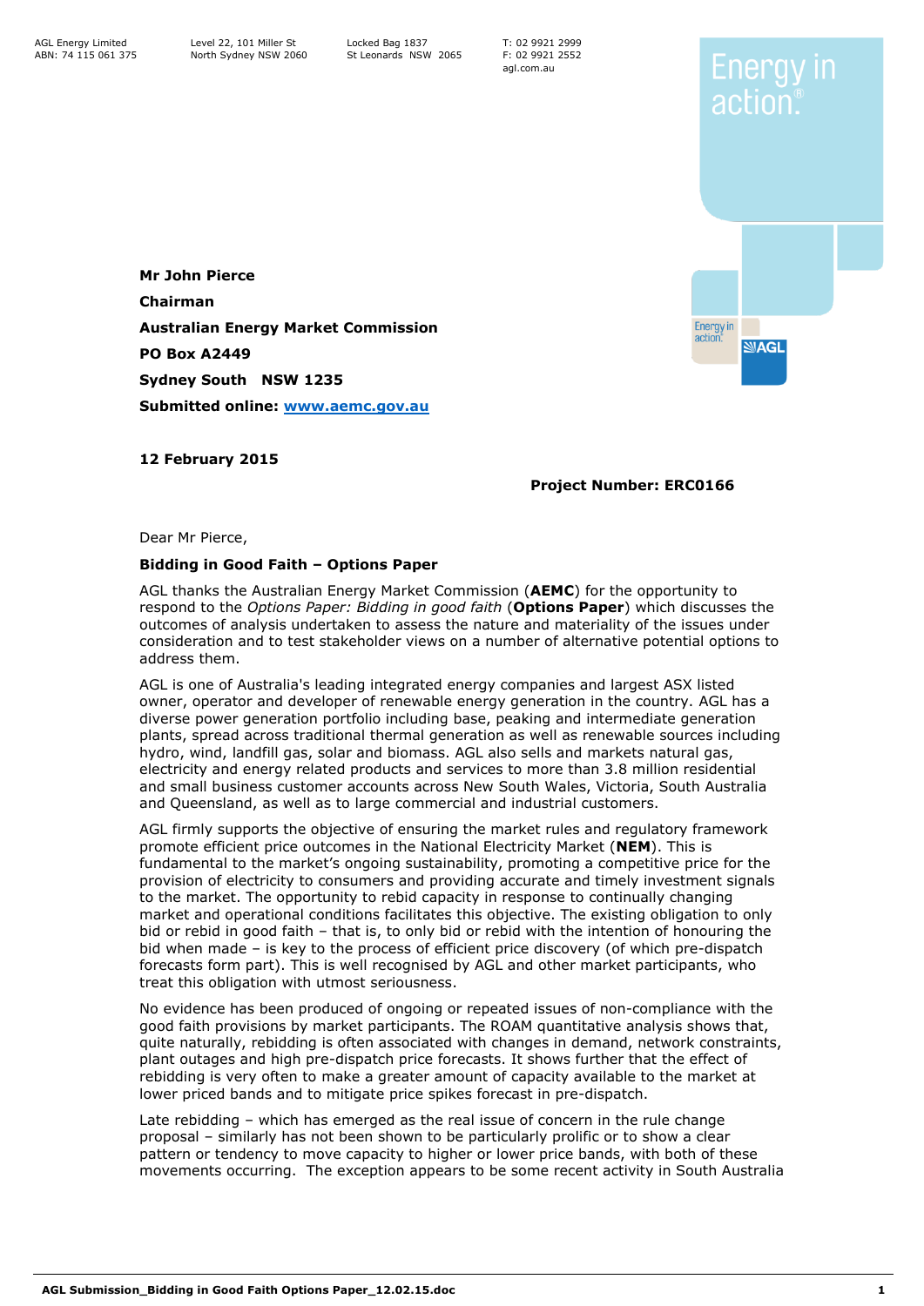AGL Energy Limited
ABN: 74 115 061 375

Level 22, 101 Miller St
North Sydney NSW 2060

Locked Bag 1837
St Leonards NSW 2065

T: 02 9921 2999
F: 02 9921 2552
agl.com.au

**Mr John Pierce**

**Chairman**

**Australian Energy Market Commission**

**PO Box A2449**

**Sydney South NSW 1235**

**Submitted online: www.aemc.gov.au**

**12 February 2015**

**Project Number: ERC0166**

Dear Mr Pierce,

**Bidding in Good Faith – Options Paper**

AGL thanks the Australian Energy Market Commission (**AEMC**) for the opportunity to respond to the *Options Paper: Bidding in good faith* (**Options Paper**) which discusses the outcomes of analysis undertaken to assess the nature and materiality of the issues under consideration and to test stakeholder views on a number of alternative potential options to address them.

AGL is one of Australia's leading integrated energy companies and largest ASX listed owner, operator and developer of renewable energy generation in the country. AGL has a diverse power generation portfolio including base, peaking and intermediate generation plants, spread across traditional thermal generation as well as renewable sources including hydro, wind, landfill gas, solar and biomass. AGL also sells and markets natural gas, electricity and energy related products and services to more than 3.8 million residential and small business customer accounts across New South Wales, Victoria, South Australia and Queensland, as well as to large commercial and industrial customers.

AGL firmly supports the objective of ensuring the market rules and regulatory framework promote efficient price outcomes in the National Electricity Market (**NEM**). This is fundamental to the market's ongoing sustainability, promoting a competitive price for the provision of electricity to consumers and providing accurate and timely investment signals to the market. The opportunity to rebid capacity in response to continually changing market and operational conditions facilitates this objective. The existing obligation to only bid or rebid in good faith – that is, to only bid or rebid with the intention of honouring the bid when made – is key to the process of efficient price discovery (of which pre-dispatch forecasts form part). This is well recognised by AGL and other market participants, who treat this obligation with utmost seriousness.

No evidence has been produced of ongoing or repeated issues of non-compliance with the good faith provisions by market participants. The ROAM quantitative analysis shows that, quite naturally, rebidding is often associated with changes in demand, network constraints, plant outages and high pre-dispatch price forecasts. It shows further that the effect of rebidding is very often to make a greater amount of capacity available to the market at lower priced bands and to mitigate price spikes forecast in pre-dispatch.

Late rebidding – which has emerged as the real issue of concern in the rule change proposal – similarly has not been shown to be particularly prolific or to show a clear pattern or tendency to move capacity to higher or lower price bands, with both of these movements occurring. The exception appears to be some recent activity in South Australia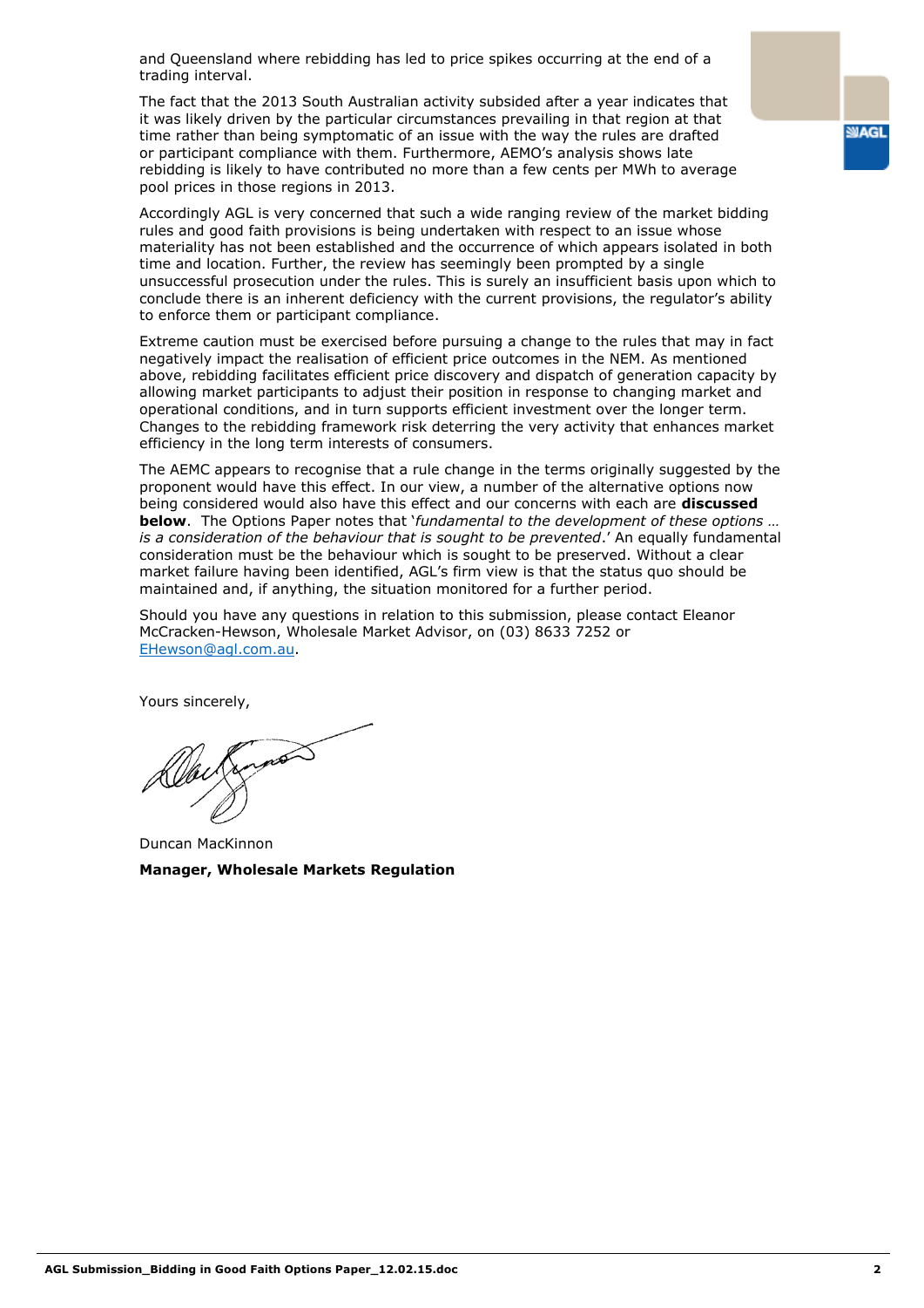and Queensland where rebidding has led to price spikes occurring at the end of a trading interval.

The fact that the 2013 South Australian activity subsided after a year indicates that it was likely driven by the particular circumstances prevailing in that region at that time rather than being symptomatic of an issue with the way the rules are drafted or participant compliance with them. Furthermore, AEMO's analysis shows late rebidding is likely to have contributed no more than a few cents per MWh to average pool prices in those regions in 2013.

Accordingly AGL is very concerned that such a wide ranging review of the market bidding rules and good faith provisions is being undertaken with respect to an issue whose materiality has not been established and the occurrence of which appears isolated in both time and location. Further, the review has seemingly been prompted by a single unsuccessful prosecution under the rules. This is surely an insufficient basis upon which to conclude there is an inherent deficiency with the current provisions, the regulator's ability to enforce them or participant compliance.

Extreme caution must be exercised before pursuing a change to the rules that may in fact negatively impact the realisation of efficient price outcomes in the NEM. As mentioned above, rebidding facilitates efficient price discovery and dispatch of generation capacity by allowing market participants to adjust their position in response to changing market and operational conditions, and in turn supports efficient investment over the longer term. Changes to the rebidding framework risk deterring the very activity that enhances market efficiency in the long term interests of consumers.

The AEMC appears to recognise that a rule change in the terms originally suggested by the proponent would have this effect. In our view, a number of the alternative options now being considered would also have this effect and our concerns with each are **discussed below**. The Options Paper notes that '*fundamental to the development of these options … is a consideration of the behaviour that is sought to be prevented*.' An equally fundamental consideration must be the behaviour which is sought to be preserved. Without a clear market failure having been identified, AGL's firm view is that the status quo should be maintained and, if anything, the situation monitored for a further period.

Should you have any questions in relation to this submission, please contact Eleanor McCracken-Hewson, Wholesale Market Advisor, on (03) 8633 7252 or EHewson@agl.com.au.

Yours sincerely,

Duncan MacKinnon

**Manager, Wholesale Markets Regulation**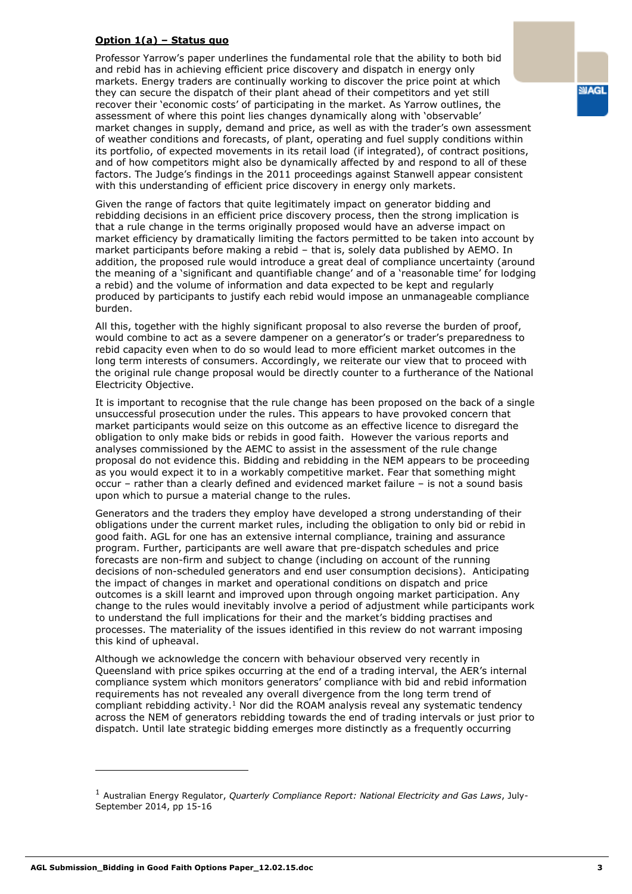**Option 1(a) – Status quo**

Professor Yarrow's paper underlines the fundamental role that the ability to both bid and rebid has in achieving efficient price discovery and dispatch in energy only markets. Energy traders are continually working to discover the price point at which they can secure the dispatch of their plant ahead of their competitors and yet still recover their 'economic costs' of participating in the market. As Yarrow outlines, the assessment of where this point lies changes dynamically along with 'observable' market changes in supply, demand and price, as well as with the trader's own assessment of weather conditions and forecasts, of plant, operating and fuel supply conditions within its portfolio, of expected movements in its retail load (if integrated), of contract positions, and of how competitors might also be dynamically affected by and respond to all of these factors. The Judge's findings in the 2011 proceedings against Stanwell appear consistent with this understanding of efficient price discovery in energy only markets.

Given the range of factors that quite legitimately impact on generator bidding and rebidding decisions in an efficient price discovery process, then the strong implication is that a rule change in the terms originally proposed would have an adverse impact on market efficiency by dramatically limiting the factors permitted to be taken into account by market participants before making a rebid – that is, solely data published by AEMO. In addition, the proposed rule would introduce a great deal of compliance uncertainty (around the meaning of a 'significant and quantifiable change' and of a 'reasonable time' for lodging a rebid) and the volume of information and data expected to be kept and regularly produced by participants to justify each rebid would impose an unmanageable compliance burden.

All this, together with the highly significant proposal to also reverse the burden of proof, would combine to act as a severe dampener on a generator's or trader's preparedness to rebid capacity even when to do so would lead to more efficient market outcomes in the long term interests of consumers. Accordingly, we reiterate our view that to proceed with the original rule change proposal would be directly counter to a furtherance of the National Electricity Objective.

It is important to recognise that the rule change has been proposed on the back of a single unsuccessful prosecution under the rules. This appears to have provoked concern that market participants would seize on this outcome as an effective licence to disregard the obligation to only make bids or rebids in good faith. However the various reports and analyses commissioned by the AEMC to assist in the assessment of the rule change proposal do not evidence this. Bidding and rebidding in the NEM appears to be proceeding as you would expect it to in a workably competitive market. Fear that something might occur – rather than a clearly defined and evidenced market failure – is not a sound basis upon which to pursue a material change to the rules.

Generators and the traders they employ have developed a strong understanding of their obligations under the current market rules, including the obligation to only bid or rebid in good faith. AGL for one has an extensive internal compliance, training and assurance program. Further, participants are well aware that pre-dispatch schedules and price forecasts are non-firm and subject to change (including on account of the running decisions of non-scheduled generators and end user consumption decisions). Anticipating the impact of changes in market and operational conditions on dispatch and price outcomes is a skill learnt and improved upon through ongoing market participation. Any change to the rules would inevitably involve a period of adjustment while participants work to understand the full implications for their and the market's bidding practises and processes. The materiality of the issues identified in this review do not warrant imposing this kind of upheaval.

Although we acknowledge the concern with behaviour observed very recently in Queensland with price spikes occurring at the end of a trading interval, the AER's internal compliance system which monitors generators' compliance with bid and rebid information requirements has not revealed any overall divergence from the long term trend of compliant rebidding activity.[1] Nor did the ROAM analysis reveal any systematic tendency across the NEM of generators rebidding towards the end of trading intervals or just prior to dispatch. Until late strategic bidding emerges more distinctly as a frequently occurring

[1] Australian Energy Regulator, *Quarterly Compliance Report: National Electricity and Gas Laws*, July-September 2014, pp 15-16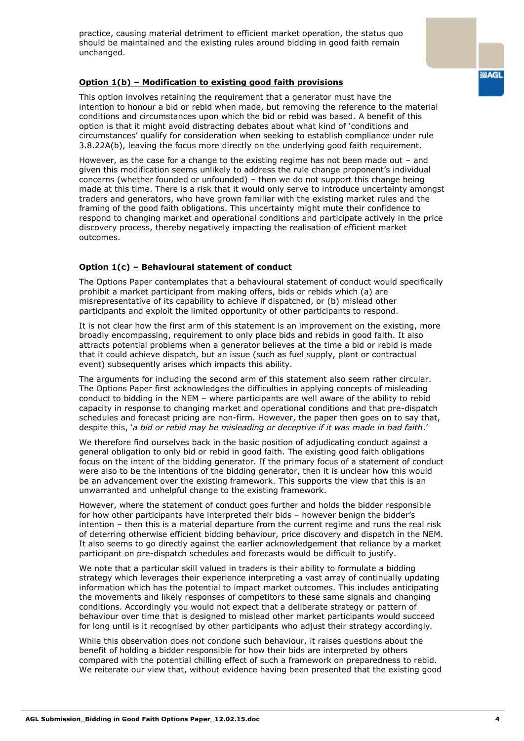practice, causing material detriment to efficient market operation, the status quo should be maintained and the existing rules around bidding in good faith remain unchanged.

**Option 1(b) – Modification to existing good faith provisions**

This option involves retaining the requirement that a generator must have the intention to honour a bid or rebid when made, but removing the reference to the material conditions and circumstances upon which the bid or rebid was based. A benefit of this option is that it might avoid distracting debates about what kind of 'conditions and circumstances' qualify for consideration when seeking to establish compliance under rule 3.8.22A(b), leaving the focus more directly on the underlying good faith requirement.

However, as the case for a change to the existing regime has not been made out – and given this modification seems unlikely to address the rule change proponent's individual concerns (whether founded or unfounded) – then we do not support this change being made at this time. There is a risk that it would only serve to introduce uncertainty amongst traders and generators, who have grown familiar with the existing market rules and the framing of the good faith obligations. This uncertainty might mute their confidence to respond to changing market and operational conditions and participate actively in the price discovery process, thereby negatively impacting the realisation of efficient market outcomes.

**Option 1(c) – Behavioural statement of conduct**

The Options Paper contemplates that a behavioural statement of conduct would specifically prohibit a market participant from making offers, bids or rebids which (a) are misrepresentative of its capability to achieve if dispatched, or (b) mislead other participants and exploit the limited opportunity of other participants to respond.

It is not clear how the first arm of this statement is an improvement on the existing, more broadly encompassing, requirement to only place bids and rebids in good faith. It also attracts potential problems when a generator believes at the time a bid or rebid is made that it could achieve dispatch, but an issue (such as fuel supply, plant or contractual event) subsequently arises which impacts this ability.

The arguments for including the second arm of this statement also seem rather circular. The Options Paper first acknowledges the difficulties in applying concepts of misleading conduct to bidding in the NEM – where participants are well aware of the ability to rebid capacity in response to changing market and operational conditions and that pre-dispatch schedules and forecast pricing are non-firm. However, the paper then goes on to say that, despite this, '*a bid or rebid may be misleading or deceptive if it was made in bad faith*.'

We therefore find ourselves back in the basic position of adjudicating conduct against a general obligation to only bid or rebid in good faith. The existing good faith obligations focus on the intent of the bidding generator. If the primary focus of a statement of conduct were also to be the intentions of the bidding generator, then it is unclear how this would be an advancement over the existing framework. This supports the view that this is an unwarranted and unhelpful change to the existing framework.

However, where the statement of conduct goes further and holds the bidder responsible for how other participants have interpreted their bids – however benign the bidder's intention – then this is a material departure from the current regime and runs the real risk of deterring otherwise efficient bidding behaviour, price discovery and dispatch in the NEM. It also seems to go directly against the earlier acknowledgement that reliance by a market participant on pre-dispatch schedules and forecasts would be difficult to justify.

We note that a particular skill valued in traders is their ability to formulate a bidding strategy which leverages their experience interpreting a vast array of continually updating information which has the potential to impact market outcomes. This includes anticipating the movements and likely responses of competitors to these same signals and changing conditions. Accordingly you would not expect that a deliberate strategy or pattern of behaviour over time that is designed to mislead other market participants would succeed for long until is it recognised by other participants who adjust their strategy accordingly.

While this observation does not condone such behaviour, it raises questions about the benefit of holding a bidder responsible for how their bids are interpreted by others compared with the potential chilling effect of such a framework on preparedness to rebid. We reiterate our view that, without evidence having been presented that the existing good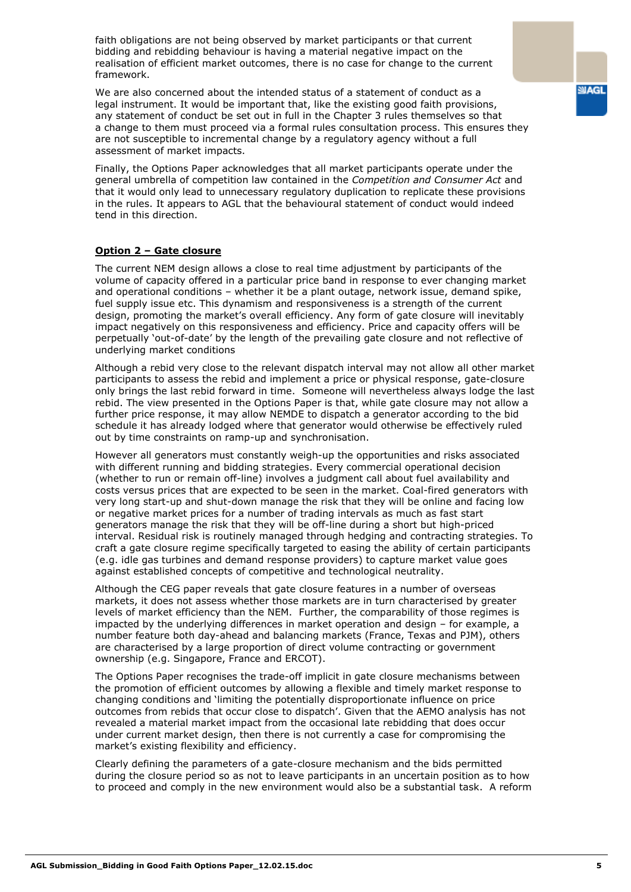faith obligations are not being observed by market participants or that current bidding and rebidding behaviour is having a material negative impact on the realisation of efficient market outcomes, there is no case for change to the current framework.

We are also concerned about the intended status of a statement of conduct as a legal instrument. It would be important that, like the existing good faith provisions, any statement of conduct be set out in full in the Chapter 3 rules themselves so that a change to them must proceed via a formal rules consultation process. This ensures they are not susceptible to incremental change by a regulatory agency without a full assessment of market impacts.

Finally, the Options Paper acknowledges that all market participants operate under the general umbrella of competition law contained in the *Competition and Consumer Act* and that it would only lead to unnecessary regulatory duplication to replicate these provisions in the rules. It appears to AGL that the behavioural statement of conduct would indeed tend in this direction.

**Option 2 – Gate closure**

The current NEM design allows a close to real time adjustment by participants of the volume of capacity offered in a particular price band in response to ever changing market and operational conditions – whether it be a plant outage, network issue, demand spike, fuel supply issue etc. This dynamism and responsiveness is a strength of the current design, promoting the market's overall efficiency. Any form of gate closure will inevitably impact negatively on this responsiveness and efficiency. Price and capacity offers will be perpetually 'out-of-date' by the length of the prevailing gate closure and not reflective of underlying market conditions

Although a rebid very close to the relevant dispatch interval may not allow all other market participants to assess the rebid and implement a price or physical response, gate-closure only brings the last rebid forward in time. Someone will nevertheless always lodge the last rebid. The view presented in the Options Paper is that, while gate closure may not allow a further price response, it may allow NEMDE to dispatch a generator according to the bid schedule it has already lodged where that generator would otherwise be effectively ruled out by time constraints on ramp-up and synchronisation.

However all generators must constantly weigh-up the opportunities and risks associated with different running and bidding strategies. Every commercial operational decision (whether to run or remain off-line) involves a judgment call about fuel availability and costs versus prices that are expected to be seen in the market. Coal-fired generators with very long start-up and shut-down manage the risk that they will be online and facing low or negative market prices for a number of trading intervals as much as fast start generators manage the risk that they will be off-line during a short but high-priced interval. Residual risk is routinely managed through hedging and contracting strategies. To craft a gate closure regime specifically targeted to easing the ability of certain participants (e.g. idle gas turbines and demand response providers) to capture market value goes against established concepts of competitive and technological neutrality.

Although the CEG paper reveals that gate closure features in a number of overseas markets, it does not assess whether those markets are in turn characterised by greater levels of market efficiency than the NEM. Further, the comparability of those regimes is impacted by the underlying differences in market operation and design – for example, a number feature both day-ahead and balancing markets (France, Texas and PJM), others are characterised by a large proportion of direct volume contracting or government ownership (e.g. Singapore, France and ERCOT).

The Options Paper recognises the trade-off implicit in gate closure mechanisms between the promotion of efficient outcomes by allowing a flexible and timely market response to changing conditions and 'limiting the potentially disproportionate influence on price outcomes from rebids that occur close to dispatch'. Given that the AEMO analysis has not revealed a material market impact from the occasional late rebidding that does occur under current market design, then there is not currently a case for compromising the market's existing flexibility and efficiency.

Clearly defining the parameters of a gate-closure mechanism and the bids permitted during the closure period so as not to leave participants in an uncertain position as to how to proceed and comply in the new environment would also be a substantial task. A reform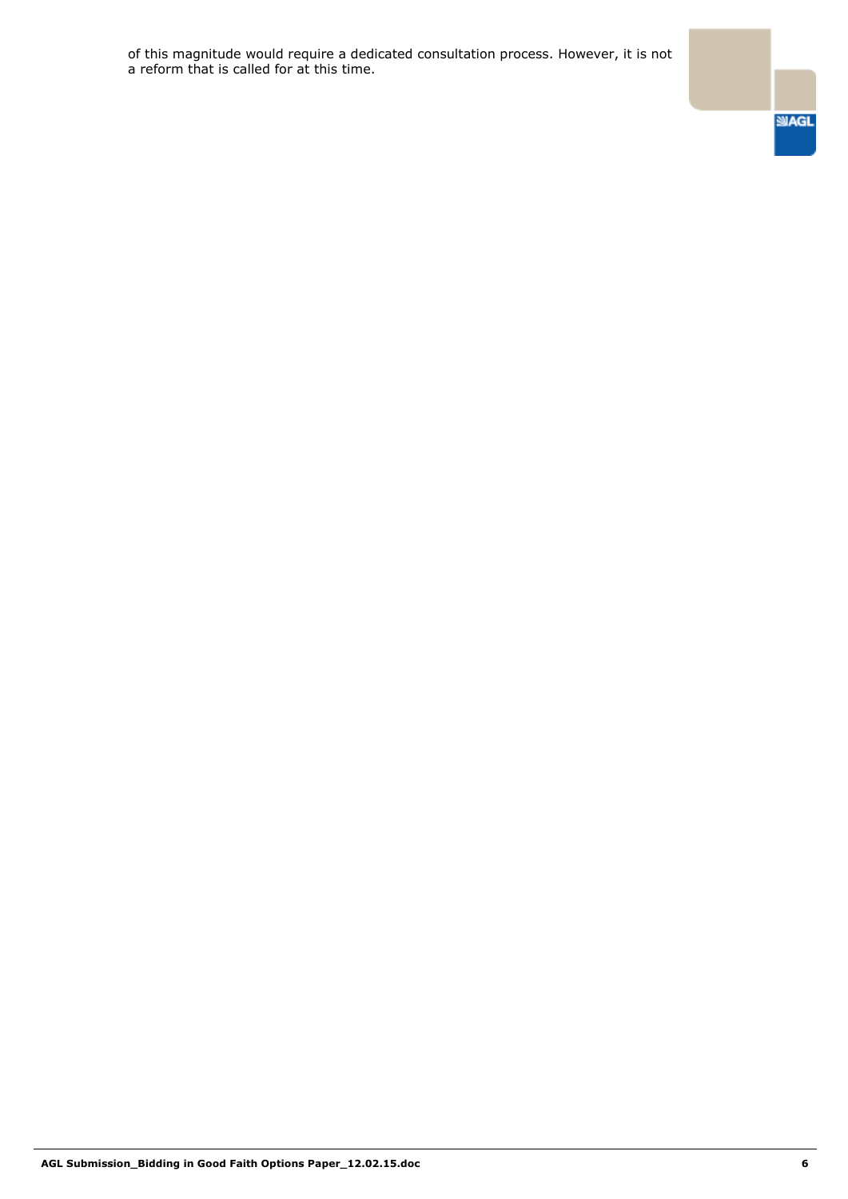of this magnitude would require a dedicated consultation process. However, it is not a reform that is called for at this time.